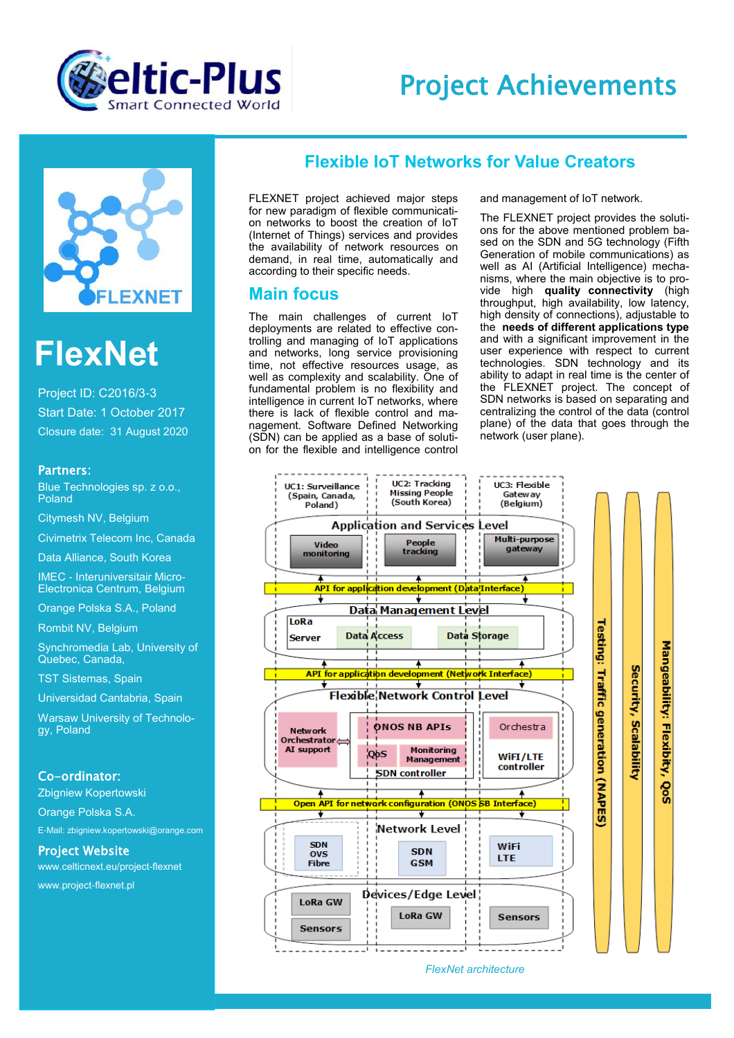# Project Achievements

## Flexible IoT Networks for Value Creators

# FlexNet

Project ID: C2016/3-3
Start Date: 1 October 2017
Closure date: 31 August 2020

**Partners:**

Blue Technologies sp. z o.o., Poland

Citymesh NV, Belgium

Civimetrix Telecom Inc, Canada

Data Alliance, South Korea

IMEC - Interuniversitair Micro-Electronica Centrum, Belgium

Orange Polska S.A., Poland

Rombit NV, Belgium

Synchromedia Lab, University of Quebec, Canada,

TST Sistemas, Spain

Universidad Cantabria, Spain

Warsaw University of Technology, Poland

**Co-ordinator:**

Zbigniew Kopertowski

Orange Polska S.A.

E-Mail: zbigniew.kopertowski@orange.com

**Project Website**

www.celticnext.eu/project-flexnet

www.project-flexnet.pl

FLEXNET project achieved major steps for new paradigm of flexible communication networks to boost the creation of IoT (Internet of Things) services and provides the availability of network resources on demand, in real time, automatically and according to their specific needs.

## Main focus

The main challenges of current IoT deployments are related to effective controlling and managing of IoT applications and networks, long service provisioning time, not effective resources usage, as well as complexity and scalability. One of fundamental problem is no flexibility and intelligence in current IoT networks, where there is lack of flexible control and management. Software Defined Networking (SDN) can be applied as a base of solution for the flexible and intelligence control and management of IoT network.

The FLEXNET project provides the solutions for the above mentioned problem based on the SDN and 5G technology (Fifth Generation of mobile communications) as well as AI (Artificial Intelligence) mechanisms, where the main objective is to provide high **quality connectivity** (high throughput, high availability, low latency, high density of connections), adjustable to the **needs of different applications type** and with a significant improvement in the user experience with respect to current technologies. SDN technology and its ability to adapt in real time is the center of the FLEXNET project. The concept of SDN networks is based on separating and centralizing the control of the data (control plane) of the data that goes through the network (user plane).

*FlexNet architecture*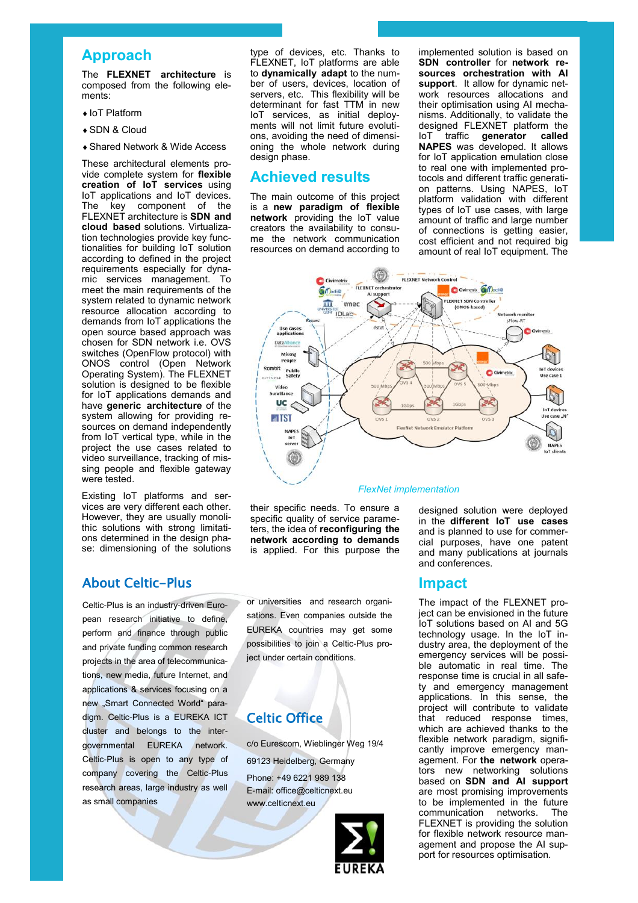## Approach

The **FLEXNET architecture** is composed from the following elements:

- IoT Platform
- SDN & Cloud
- Shared Network & Wide Access

These architectural elements provide complete system for **flexible creation of IoT services** using IoT applications and IoT devices. The key component of the FLEXNET architecture is **SDN and cloud based** solutions. Virtualization technologies provide key functionalities for building IoT solution according to defined in the project requirements especially for dynamic services management. To meet the main requirements of the system related to dynamic network resource allocation according to demands from IoT applications the open source based approach was chosen for SDN network i.e. OVS switches (OpenFlow protocol) with ONOS control (Open Network Operating System). The FLEXNET solution is designed to be flexible for IoT applications demands and have **generic architecture** of the system allowing for providing resources on demand independently from IoT vertical type, while in the project the use cases related to video surveillance, tracking of missing people and flexible gateway were tested.

Existing IoT platforms and services are very different each other. However, they are usually monolithic solutions with strong limitations determined in the design phase: dimensioning of the solutions type of devices, etc. Thanks to FLEXNET, IoT platforms are able to **dynamically adapt** to the number of users, devices, location of servers, etc. This flexibility will be determinant for fast TTM in new IoT services, as initial deployments will not limit future evolutions, avoiding the need of dimensioning the whole network during design phase.

## Achieved results

The main outcome of this project is a **new paradigm of flexible network** providing the IoT value creators the availability to consume the network communication resources on demand according to their specific needs. To ensure a specific quality of service parameters, the idea of **reconfiguring the network according to demands** is applied. For this purpose the implemented solution is based on **SDN controller** for **network resources orchestration with AI support**. It allow for dynamic network resources allocations and their optimisation using AI mechanisms. Additionally, to validate the designed FLEXNET platform the IoT traffic **generator called NAPES** was developed. It allows for IoT application emulation close to real one with implemented protocols and different traffic generation patterns. Using NAPES, IoT platform validation with different types of IoT use cases, with large amount of traffic and large number of connections is getting easier, cost efficient and not required big amount of real IoT equipment. The designed solution were deployed in the **different IoT use cases** and is planned to use for commercial purposes, have one patent and many publications at journals and conferences.

Civimetrix
FLEXNET orchestrator AI support
FLEXNET Network Control
FLEXNET SDN Controller (ONOS-based)
Network monitor sFlow-RT
imec
IDLab
Request
iStat
Use cases applications
DataAlliance
Missing People
Public Safety
Video Surveillance
NAPES IoT server
500 Mbps
500 Mbps
500 Mbps
500 Mbps
1Gbps
1Gbps
OVS 4
OVS 5
OVS 1
OVS 2
OVS 3
FlexNet Network Emulator Platform
IoT devices Use case 1
IoT devices Use case „N"
NAPES IoT clients

*FlexNet implementation*

## Impact

The impact of the FLEXNET project can be envisioned in the future IoT solutions based on AI and 5G technology usage. In the IoT industry area, the deployment of the emergency services will be possible automatic in real time. The response time is crucial in all safety and emergency management applications. In this sense, the project will contribute to validate that reduced response times, which are achieved thanks to the flexible network paradigm, significantly improve emergency management. For **the network** operators new networking solutions based on **SDN and AI support** are most promising improvements to be implemented in the future communication networks. The FLEXNET is providing the solution for flexible network resource management and propose the AI support for resources optimisation.

## About Celtic-Plus

Celtic-Plus is an industry-driven European research initiative to define, perform and finance through public and private funding common research projects in the area of telecommunications, new media, future Internet, and applications & services focusing on a new „Smart Connected World" paradigm. Celtic-Plus is a EUREKA ICT cluster and belongs to the inter-governmental EUREKA network. Celtic-Plus is open to any type of company covering the Celtic-Plus research areas, large industry as well as small companies or universities and research organisations. Even companies outside the EUREKA countries may get some possibilities to join a Celtic-Plus project under certain conditions.

## Celtic Office

c/o Eurescom, Wieblinger Weg 19/4

69123 Heidelberg, Germany

Phone: +49 6221 989 138

E-mail: office@celticnext.eu

www.celticnext.eu

EUREKA